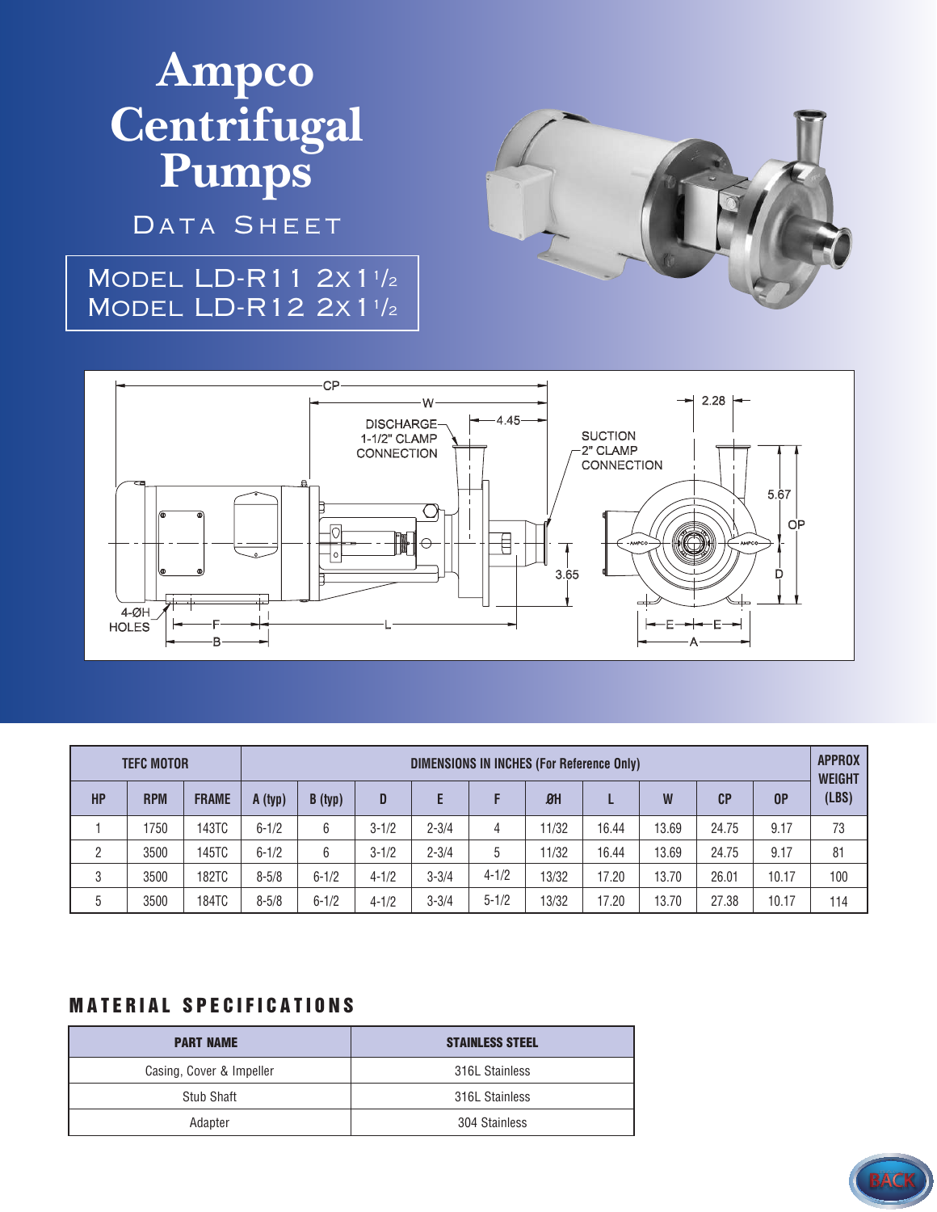# Ampco Centrifugal Pumps

## Data Sheet

**Model LD-R11 2x1 1/2**
**Model LD-R12 2x1 1/2**

| TEFC MOTOR | | | DIMENSIONS IN INCHES (For Reference Only) | | | | | | | | | | APPROX WEIGHT (LBS) |
|---|---|---|---|---|---|---|---|---|---|---|---|---|---|
| HP | RPM | FRAME | A (typ) | B (typ) | D | E | F | ØH | L | W | CP | OP | |
| 1 | 1750 | 143TC | 6-1/2 | 6 | 3-1/2 | 2-3/4 | 4 | 11/32 | 16.44 | 13.69 | 24.75 | 9.17 | 73 |
| 2 | 3500 | 145TC | 6-1/2 | 6 | 3-1/2 | 2-3/4 | 5 | 11/32 | 16.44 | 13.69 | 24.75 | 9.17 | 81 |
| 3 | 3500 | 182TC | 8-5/8 | 6-1/2 | 4-1/2 | 3-3/4 | 4-1/2 | 13/32 | 17.20 | 13.70 | 26.01 | 10.17 | 100 |
| 5 | 3500 | 184TC | 8-5/8 | 6-1/2 | 4-1/2 | 3-3/4 | 5-1/2 | 13/32 | 17.20 | 13.70 | 27.38 | 10.17 | 114 |

## MATERIAL SPECIFICATIONS

| PART NAME | STAINLESS STEEL |
|---|---|
| Casing, Cover & Impeller | 316L Stainless |
| Stub Shaft | 316L Stainless |
| Adapter | 304 Stainless |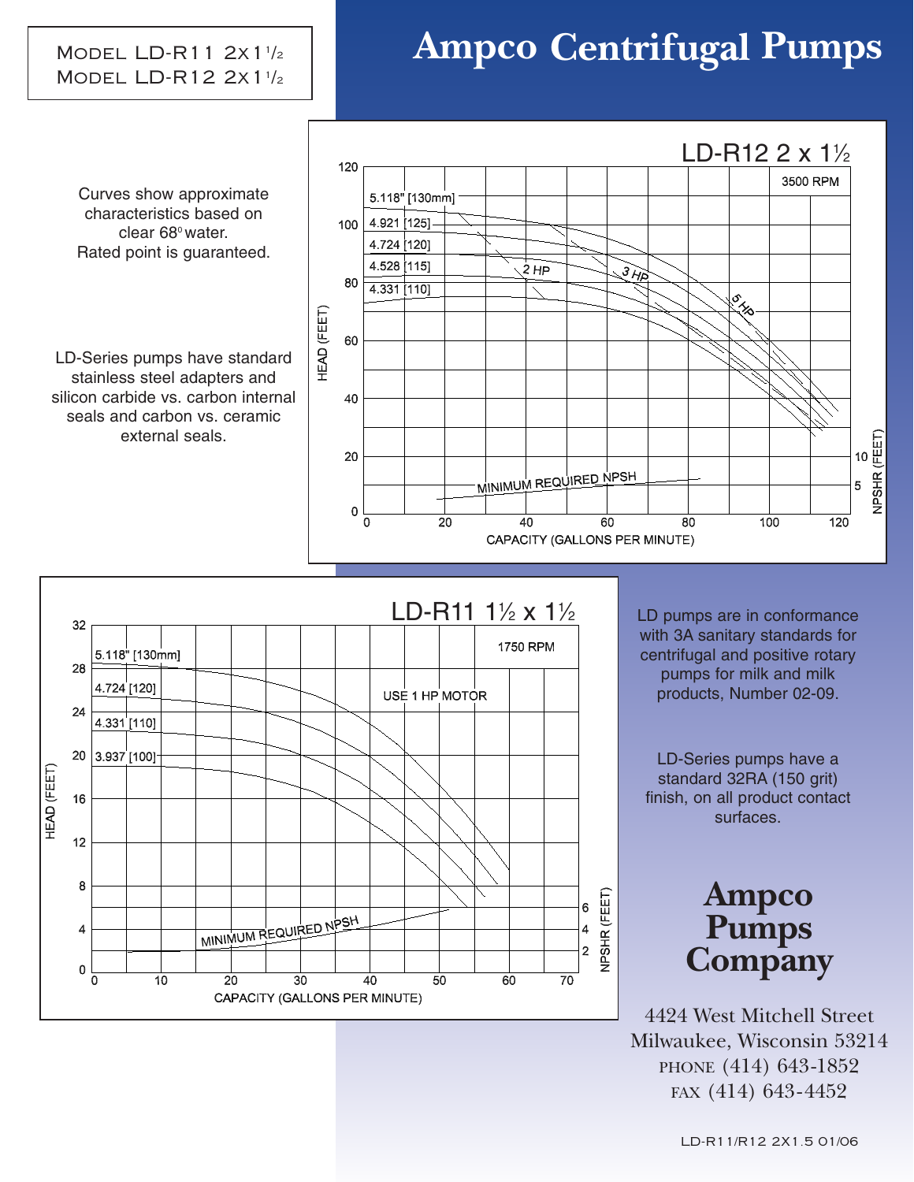Model LD-R11 2x1½
Model LD-R12 2x1½

# Ampco Centrifugal Pumps

Curves show approximate characteristics based on clear 68° water.
Rated point is guaranteed.

LD-Series pumps have standard stainless steel adapters and silicon carbide vs. carbon internal seals and carbon vs. ceramic external seals.

LD-R12 2 x 1½

3500 RPM

5.118" [130mm]
4.921 [125]
4.724 [120]
4.528 [115]
4.331 [110]

2 HP
3 HP
5 HP

MINIMUM REQUIRED NPSH

HEAD (FEET)
120
100
80
60
40
20
0

CAPACITY (GALLONS PER MINUTE)
0
20
40
60
80
100
120

NPSHR (FEET)
10
5

LD-R11 1½ x 1½

1750 RPM

5.118" [130mm]
4.724 [120]
4.331 [110]
3.937 [100]

USE 1 HP MOTOR

MINIMUM REQUIRED NPSH

HEAD (FEET)
32
28
24
20
16
12
8
4
0

CAPACITY (GALLONS PER MINUTE)
0
10
20
30
40
50
60
70

NPSHR (FEET)
6
4
2

LD pumps are in conformance with 3A sanitary standards for centrifugal and positive rotary pumps for milk and milk products, Number 02-09.

LD-Series pumps have a standard 32RA (150 grit) finish, on all product contact surfaces.

**Ampco Pumps Company**

4424 West Mitchell Street
Milwaukee, Wisconsin 53214
PHONE (414) 643-1852
FAX (414) 643-4452

LD-R11/R12 2X1.5 01/06